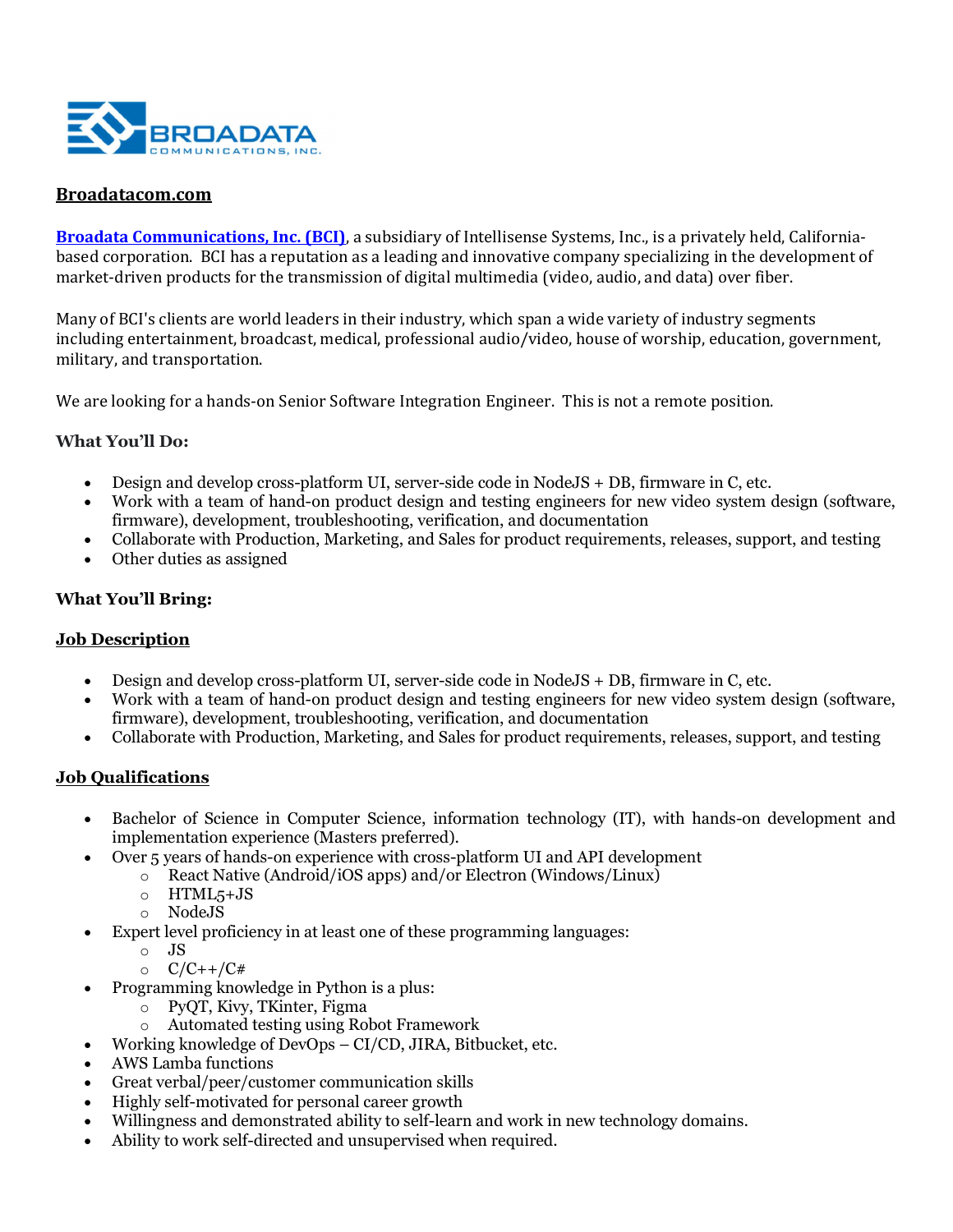**Broadatacom.com**

**Broadata Communications, Inc. (BCI)**, a subsidiary of Intellisense Systems, Inc., is a privately held, California-based corporation. BCI has a reputation as a leading and innovative company specializing in the development of market-driven products for the transmission of digital multimedia (video, audio, and data) over fiber.

Many of BCI's clients are world leaders in their industry, which span a wide variety of industry segments including entertainment, broadcast, medical, professional audio/video, house of worship, education, government, military, and transportation.

We are looking for a hands-on Senior Software Integration Engineer. This is not a remote position.

**What You'll Do:**

- Design and develop cross-platform UI, server-side code in NodeJS + DB, firmware in C, etc.
- Work with a team of hand-on product design and testing engineers for new video system design (software, firmware), development, troubleshooting, verification, and documentation
- Collaborate with Production, Marketing, and Sales for product requirements, releases, support, and testing
- Other duties as assigned

**What You'll Bring:**

**Job Description**

- Design and develop cross-platform UI, server-side code in NodeJS + DB, firmware in C, etc.
- Work with a team of hand-on product design and testing engineers for new video system design (software, firmware), development, troubleshooting, verification, and documentation
- Collaborate with Production, Marketing, and Sales for product requirements, releases, support, and testing

**Job Qualifications**

- Bachelor of Science in Computer Science, information technology (IT), with hands-on development and implementation experience (Masters preferred).
- Over 5 years of hands-on experience with cross-platform UI and API development
  - React Native (Android/iOS apps) and/or Electron (Windows/Linux)
  - HTML5+JS
  - NodeJS
- Expert level proficiency in at least one of these programming languages:
  - JS
  - C/C++/C#
- Programming knowledge in Python is a plus:
  - PyQT, Kivy, TKinter, Figma
  - Automated testing using Robot Framework
- Working knowledge of DevOps – CI/CD, JIRA, Bitbucket, etc.
- AWS Lamba functions
- Great verbal/peer/customer communication skills
- Highly self-motivated for personal career growth
- Willingness and demonstrated ability to self-learn and work in new technology domains.
- Ability to work self-directed and unsupervised when required.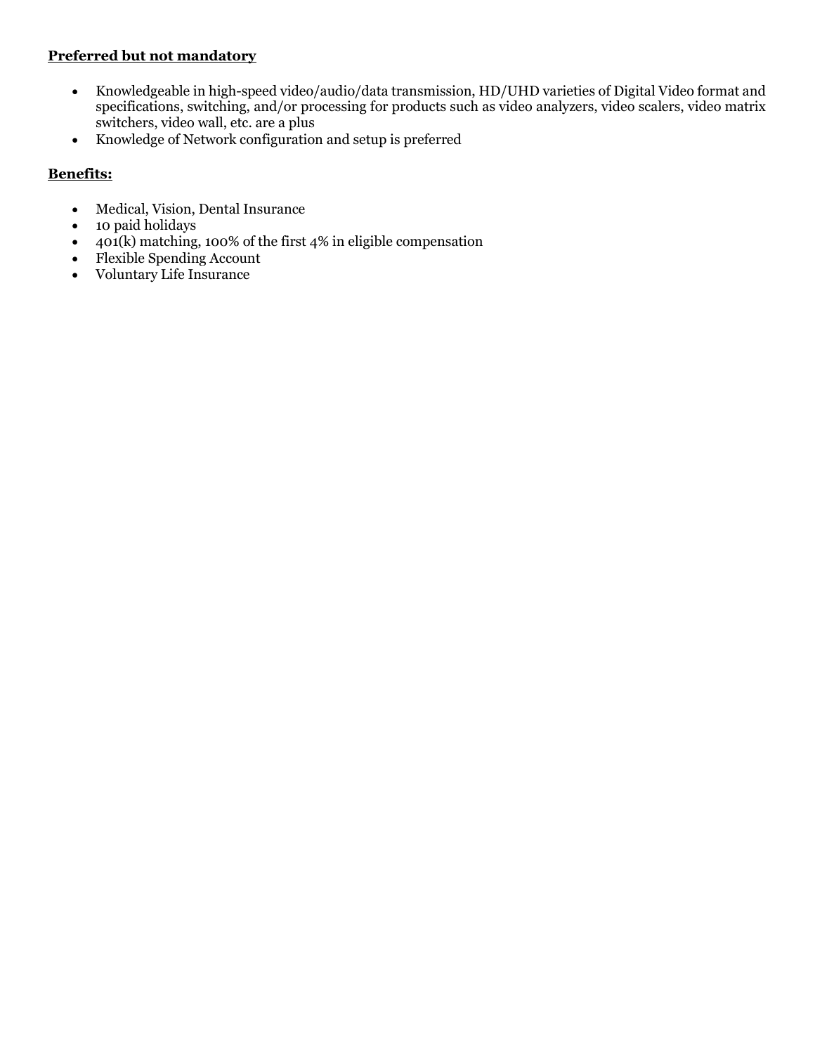**Preferred but not mandatory**

- Knowledgeable in high-speed video/audio/data transmission, HD/UHD varieties of Digital Video format and specifications, switching, and/or processing for products such as video analyzers, video scalers, video matrix switchers, video wall, etc. are a plus
- Knowledge of Network configuration and setup is preferred

**Benefits:**

- Medical, Vision, Dental Insurance
- 10 paid holidays
- 401(k) matching, 100% of the first 4% in eligible compensation
- Flexible Spending Account
- Voluntary Life Insurance